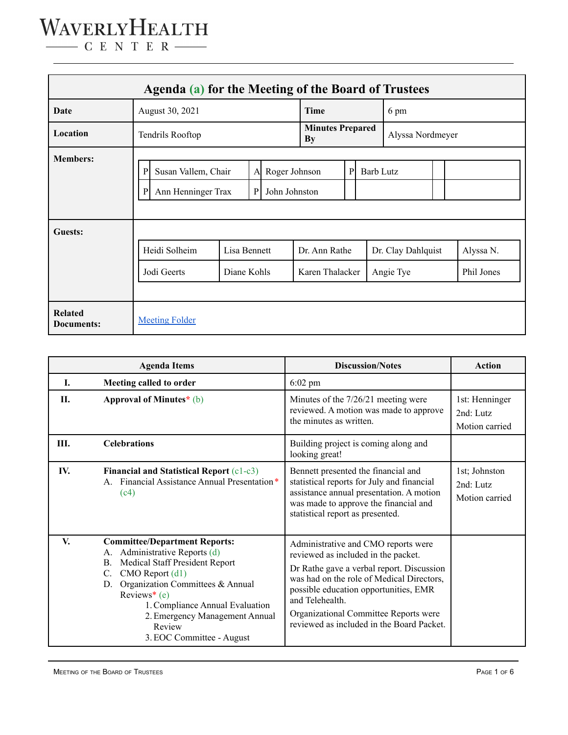# WAVERLY HEALTH CENTER

## Agenda (a) for the Meeting of the Board of Trustees

| | | | |
|---|---|---|---|
| **Date** | August 30, 2021 | **Time** | 6 pm |
| **Location** | Tendrils Rooftop | **Minutes Prepared By** | Alyssa Nordmeyer |

**Members:**

| | | | | | |
|---|---|---|---|---|---|
| P | Susan Vallem, Chair | A | Roger Johnson | P | Barb Lutz |
| P | Ann Henninger Trax | P | John Johnston | | |

**Guests:**

| | | | | |
|---|---|---|---|---|
| Heidi Solheim | Lisa Bennett | Dr. Ann Rathe | Dr. Clay Dahlquist | Alyssa N. |
| Jodi Geerts | Diane Kohls | Karen Thalacker | Angie Tye | Phil Jones |

**Related Documents:** [Meeting Folder]

| | Agenda Items | Discussion/Notes | Action |
|---|---|---|---|
| **I.** | **Meeting called to order** | 6:02 pm | |
| **II.** | **Approval of Minutes*** (b) | Minutes of the 7/26/21 meeting were reviewed. A motion was made to approve the minutes as written. | 1st: Henninger<br>2nd: Lutz<br>Motion carried |
| **III.** | **Celebrations** | Building project is coming along and looking great! | |
| **IV.** | **Financial and Statistical Report** (c1-c3)<br>A. Financial Assistance Annual Presentation* (c4) | Bennett presented the financial and statistical reports for July and financial assistance annual presentation. A motion was made to approve the financial and statistical report as presented. | 1st; Johnston<br>2nd: Lutz<br>Motion carried |
| **V.** | **Committee/Department Reports:**<br>A. Administrative Reports (d)<br>B. Medical Staff President Report<br>C. CMO Report (d1)<br>D. Organization Committees & Annual Reviews* (e)<br>1. Compliance Annual Evaluation<br>2. Emergency Management Annual Review<br>3. EOC Committee - August | Administrative and CMO reports were reviewed as included in the packet.<br>Dr Rathe gave a verbal report. Discussion was had on the role of Medical Directors, possible education opportunities, EMR and Telehealth.<br>Organizational Committee Reports were reviewed as included in the Board Packet. | |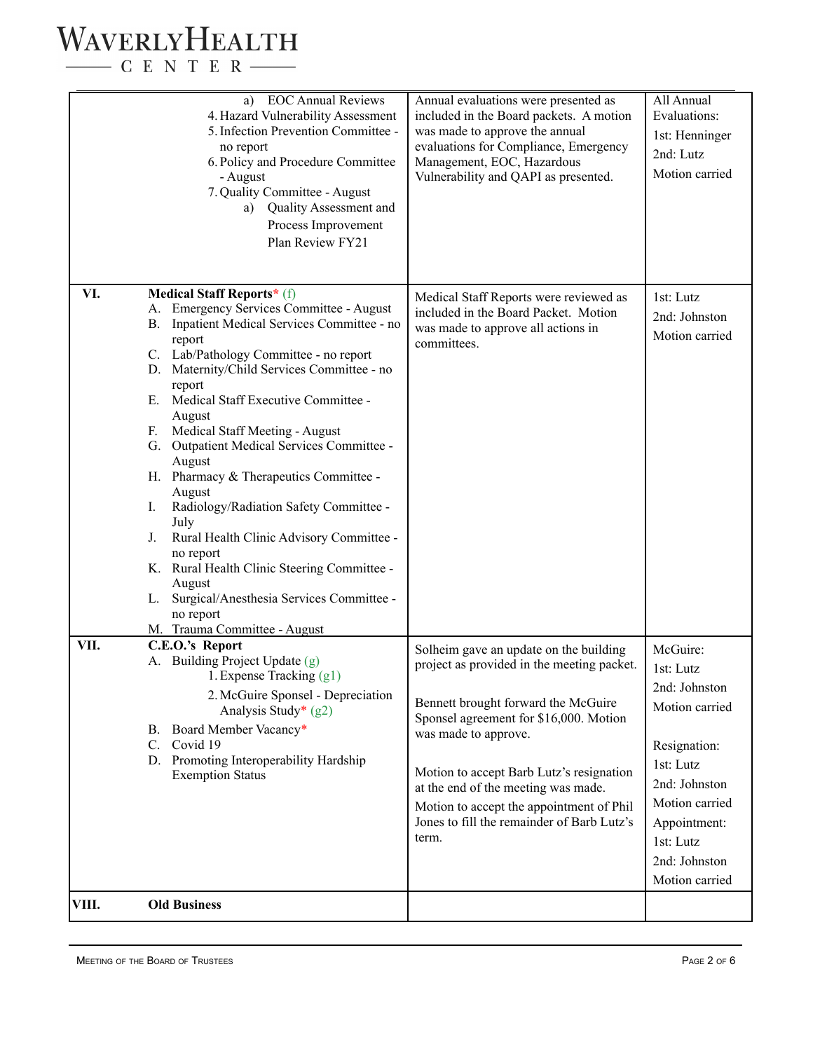| | | | |
|---|---|---|---|
| | a) EOC Annual Reviews<br>4. Hazard Vulnerability Assessment<br>5. Infection Prevention Committee - no report<br>6. Policy and Procedure Committee - August<br>7. Quality Committee - August<br>a) Quality Assessment and Process Improvement Plan Review FY21 | Annual evaluations were presented as included in the Board packets. A motion was made to approve the annual evaluations for Compliance, Emergency Management, EOC, Hazardous Vulnerability and QAPI as presented. | All Annual Evaluations:<br>1st: Henninger<br>2nd: Lutz<br>Motion carried |
| VI. | **Medical Staff Reports*** (f)<br>A. Emergency Services Committee - August<br>B. Inpatient Medical Services Committee - no report<br>C. Lab/Pathology Committee - no report<br>D. Maternity/Child Services Committee - no report<br>E. Medical Staff Executive Committee - August<br>F. Medical Staff Meeting - August<br>G. Outpatient Medical Services Committee - August<br>H. Pharmacy & Therapeutics Committee - August<br>I. Radiology/Radiation Safety Committee - July<br>J. Rural Health Clinic Advisory Committee - no report<br>K. Rural Health Clinic Steering Committee - August<br>L. Surgical/Anesthesia Services Committee - no report<br>M. Trauma Committee - August | Medical Staff Reports were reviewed as included in the Board Packet. Motion was made to approve all actions in committees. | 1st: Lutz<br>2nd: Johnston<br>Motion carried |
| VII. | **C.E.O.'s Report**<br>A. Building Project Update (g)<br>1. Expense Tracking (g1)<br>2. McGuire Sponsel - Depreciation Analysis Study* (g2)<br>B. Board Member Vacancy*<br>C. Covid 19<br>D. Promoting Interoperability Hardship Exemption Status | Solheim gave an update on the building project as provided in the meeting packet.<br><br>Bennett brought forward the McGuire Sponsel agreement for $16,000. Motion was made to approve.<br><br>Motion to accept Barb Lutz's resignation at the end of the meeting was made.<br>Motion to accept the appointment of Phil Jones to fill the remainder of Barb Lutz's term. | McGuire:<br>1st: Lutz<br>2nd: Johnston<br>Motion carried<br><br>Resignation:<br>1st: Lutz<br>2nd: Johnston<br>Motion carried<br>Appointment:<br>1st: Lutz<br>2nd: Johnston<br>Motion carried |
| VIII. | **Old Business** | | |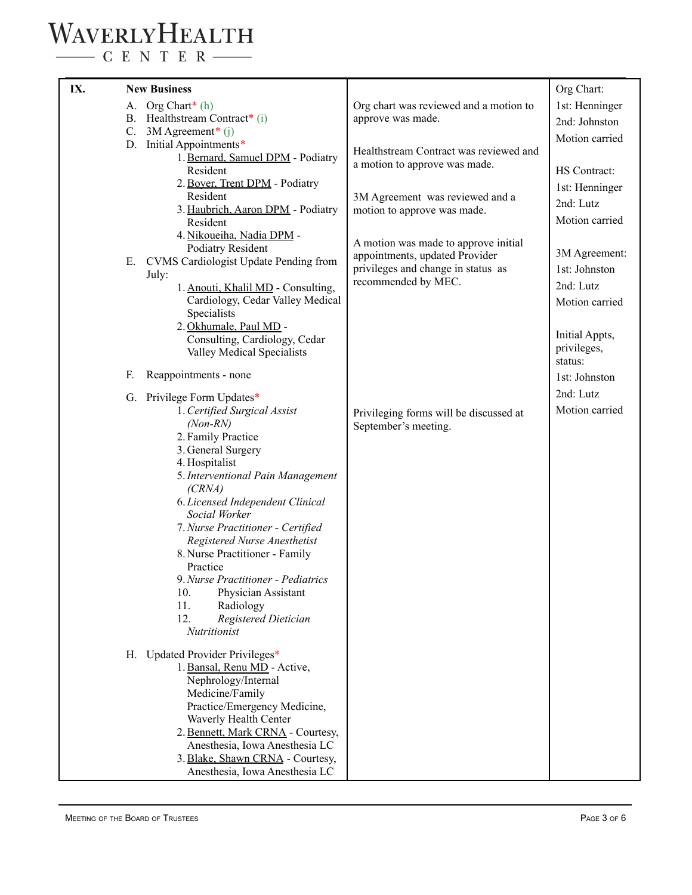| IX. | **New Business** | | Org Chart: |
|---|---|---|---|
| | A. Org Chart* (h)<br>B. Healthstream Contract* (i)<br>C. 3M Agreement* (j)<br>D. Initial Appointments*<br>1. Bernard, Samuel DPM - Podiatry Resident<br>2. Boyer, Trent DPM - Podiatry Resident<br>3. Haubrich, Aaron DPM - Podiatry Resident<br>4. Nikoueiha, Nadia DPM - Podiatry Resident<br>E. CVMS Cardiologist Update Pending from July:<br>1. Anouti, Khalil MD - Consulting, Cardiology, Cedar Valley Medical Specialists<br>2. Okhumale, Paul MD - Consulting, Cardiology, Cedar Valley Medical Specialists | Org chart was reviewed and a motion to approve was made.<br><br>Healthstream Contract was reviewed and a motion to approve was made.<br><br>3M Agreement was reviewed and a motion to approve was made.<br><br>A motion was made to approve initial appointments, updated Provider privileges and change in status as recommended by MEC. | 1st: Henninger<br>2nd: Johnston<br>Motion carried<br><br>HS Contract:<br>1st: Henninger<br>2nd: Lutz<br>Motion carried<br><br>3M Agreement:<br>1st: Johnston<br>2nd: Lutz<br>Motion carried<br><br>Initial Appts, privileges, status:<br>1st: Johnston<br>2nd: Lutz<br>Motion carried |
| | F. Reappointments - none | | |
| | G. Privilege Form Updates*<br>1. *Certified Surgical Assist (Non-RN)*<br>2. Family Practice<br>3. General Surgery<br>4. Hospitalist<br>5. *Interventional Pain Management (CRNA)*<br>6. *Licensed Independent Clinical Social Worker*<br>7. *Nurse Practitioner - Certified Registered Nurse Anesthetist*<br>8. Nurse Practitioner - Family Practice<br>9. *Nurse Practitioner - Pediatrics*<br>10. Physician Assistant<br>11. Radiology<br>12. *Registered Dietician Nutritionist* | Privileging forms will be discussed at September's meeting. | |
| | H. Updated Provider Privileges*<br>1. Bansal, Renu MD - Active, Nephrology/Internal Medicine/Family Practice/Emergency Medicine, Waverly Health Center<br>2. Bennett, Mark CRNA - Courtesy, Anesthesia, Iowa Anesthesia LC<br>3. Blake, Shawn CRNA - Courtesy, Anesthesia, Iowa Anesthesia LC | | |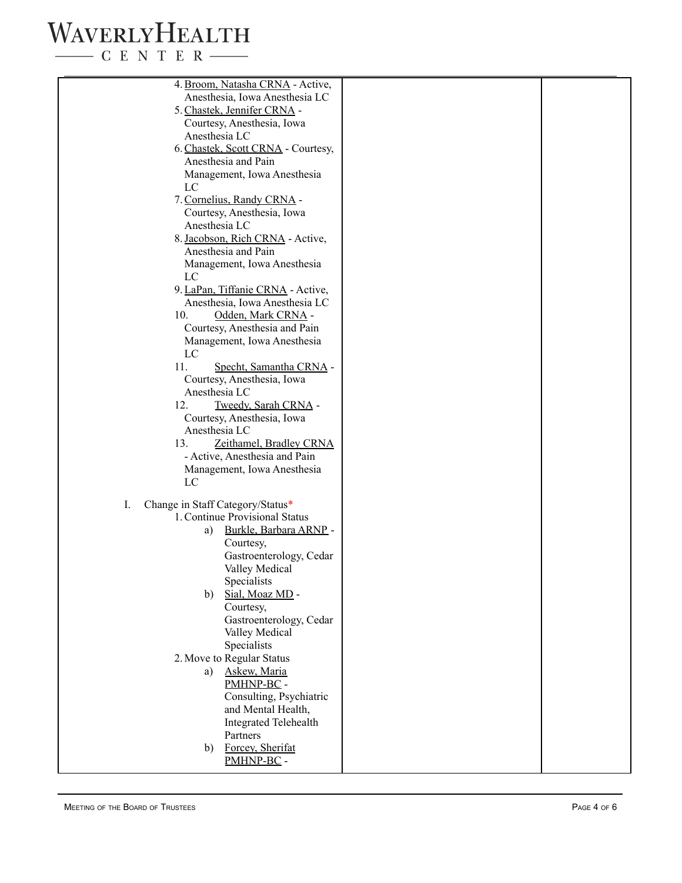| | | |
|---|---|---|
| 4. Broom, Natasha CRNA - Active, Anesthesia, Iowa Anesthesia LC<br>5. Chastek, Jennifer CRNA - Courtesy, Anesthesia, Iowa Anesthesia LC<br>6. Chastek, Scott CRNA - Courtesy, Anesthesia and Pain Management, Iowa Anesthesia LC<br>7. Cornelius, Randy CRNA - Courtesy, Anesthesia, Iowa Anesthesia LC<br>8. Jacobson, Rich CRNA - Active, Anesthesia and Pain Management, Iowa Anesthesia LC<br>9. LaPan, Tiffanie CRNA - Active, Anesthesia, Iowa Anesthesia LC<br>10. Odden, Mark CRNA - Courtesy, Anesthesia and Pain Management, Iowa Anesthesia LC<br>11. Specht, Samantha CRNA - Courtesy, Anesthesia, Iowa Anesthesia LC<br>12. Tweedy, Sarah CRNA - Courtesy, Anesthesia, Iowa Anesthesia LC<br>13. Zeithamel, Bradley CRNA - Active, Anesthesia and Pain Management, Iowa Anesthesia LC<br><br>I. Change in Staff Category/Status*<br>1. Continue Provisional Status<br>a) Burkle, Barbara ARNP - Courtesy, Gastroenterology, Cedar Valley Medical Specialists<br>b) Sial, Moaz MD - Courtesy, Gastroenterology, Cedar Valley Medical Specialists<br>2. Move to Regular Status<br>a) Askew, Maria PMHNP-BC - Consulting, Psychiatric and Mental Health, Integrated Telehealth Partners<br>b) Forcey, Sherifat PMHNP-BC - | | |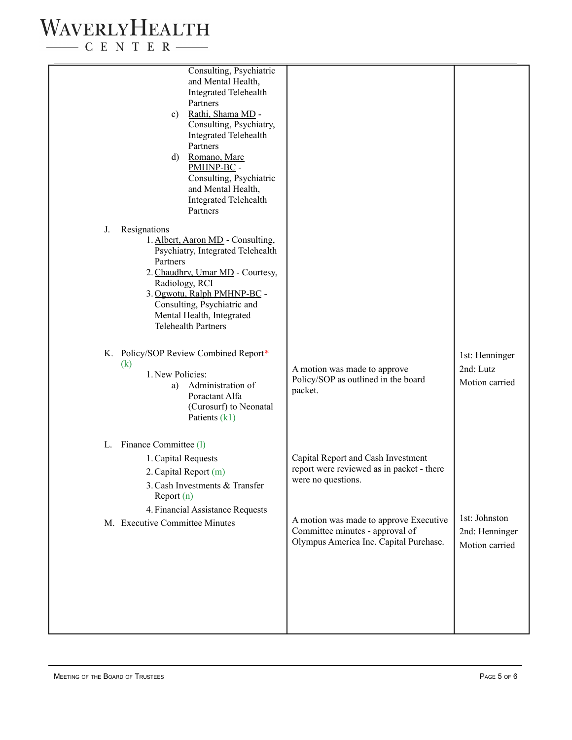| | | |
|---|---|---|
| Consulting, Psychiatric and Mental Health, Integrated Telehealth Partners<br>c) Rathi, Shama MD - Consulting, Psychiatry, Integrated Telehealth Partners<br>d) Romano, Marc PMHNP-BC - Consulting, Psychiatric and Mental Health, Integrated Telehealth Partners<br><br>J. Resignations<br>1. Albert, Aaron MD - Consulting, Psychiatry, Integrated Telehealth Partners<br>2. Chaudhry, Umar MD - Courtesy, Radiology, RCI<br>3. Ogwotu, Ralph PMHNP-BC - Consulting, Psychiatric and Mental Health, Integrated Telehealth Partners | | |
| K. Policy/SOP Review Combined Report* (k)<br>1. New Policies:<br>a) Administration of Poractant Alfa (Curosurf) to Neonatal Patients (k1) | A motion was made to approve Policy/SOP as outlined in the board packet. | 1st: Henninger<br>2nd: Lutz<br>Motion carried |
| L. Finance Committee (l)<br>1. Capital Requests<br>2. Capital Report (m)<br>3. Cash Investments & Transfer Report (n)<br>4. Financial Assistance Requests | Capital Report and Cash Investment report were reviewed as in packet - there were no questions. | |
| M. Executive Committee Minutes | A motion was made to approve Executive Committee minutes - approval of Olympus America Inc. Capital Purchase. | 1st: Johnston<br>2nd: Henninger<br>Motion carried |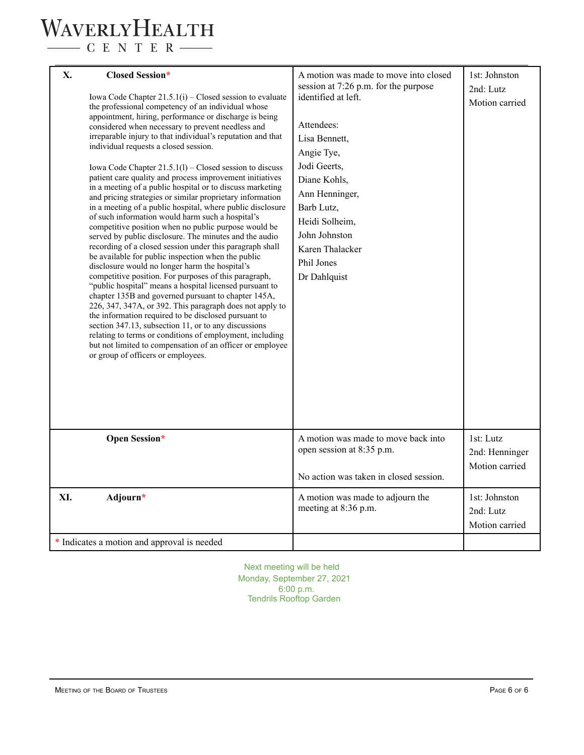| | | | |
|---|---|---|---|
| **X.** | **Closed Session***<br><br>Iowa Code Chapter 21.5.1(i) – Closed session to evaluate the professional competency of an individual whose appointment, hiring, performance or discharge is being considered when necessary to prevent needless and irreparable injury to that individual's reputation and that individual requests a closed session.<br><br>Iowa Code Chapter 21.5.1(l) – Closed session to discuss patient care quality and process improvement initiatives in a meeting of a public hospital or to discuss marketing and pricing strategies or similar proprietary information in a meeting of a public hospital, where public disclosure of such information would harm such a hospital's competitive position when no public purpose would be served by public disclosure. The minutes and the audio recording of a closed session under this paragraph shall be available for public inspection when the public disclosure would no longer harm the hospital's competitive position. For purposes of this paragraph, "public hospital" means a hospital licensed pursuant to chapter 135B and governed pursuant to chapter 145A, 226, 347, 347A, or 392. This paragraph does not apply to the information required to be disclosed pursuant to section 347.13, subsection 11, or to any discussions relating to terms or conditions of employment, including but not limited to compensation of an officer or employee or group of officers or employees. | A motion was made to move into closed session at 7:26 p.m. for the purpose identified at left.<br><br>Attendees:<br>Lisa Bennett,<br>Angie Tye,<br>Jodi Geerts,<br>Diane Kohls,<br>Ann Henninger,<br>Barb Lutz,<br>Heidi Solheim,<br>John Johnston<br>Karen Thalacker<br>Phil Jones<br>Dr Dahlquist | 1st: Johnston<br>2nd: Lutz<br>Motion carried |
| | **Open Session*** | A motion was made to move back into open session at 8:35 p.m.<br><br>No action was taken in closed session. | 1st: Lutz<br>2nd: Henninger<br>Motion carried |
| **XI.** | **Adjourn*** | A motion was made to adjourn the meeting at 8:36 p.m. | 1st: Johnston<br>2nd: Lutz<br>Motion carried |
| * Indicates a motion and approval is needed | | | |

Next meeting will be held
Monday, September 27, 2021
6:00 p.m.
Tendrils Rooftop Garden